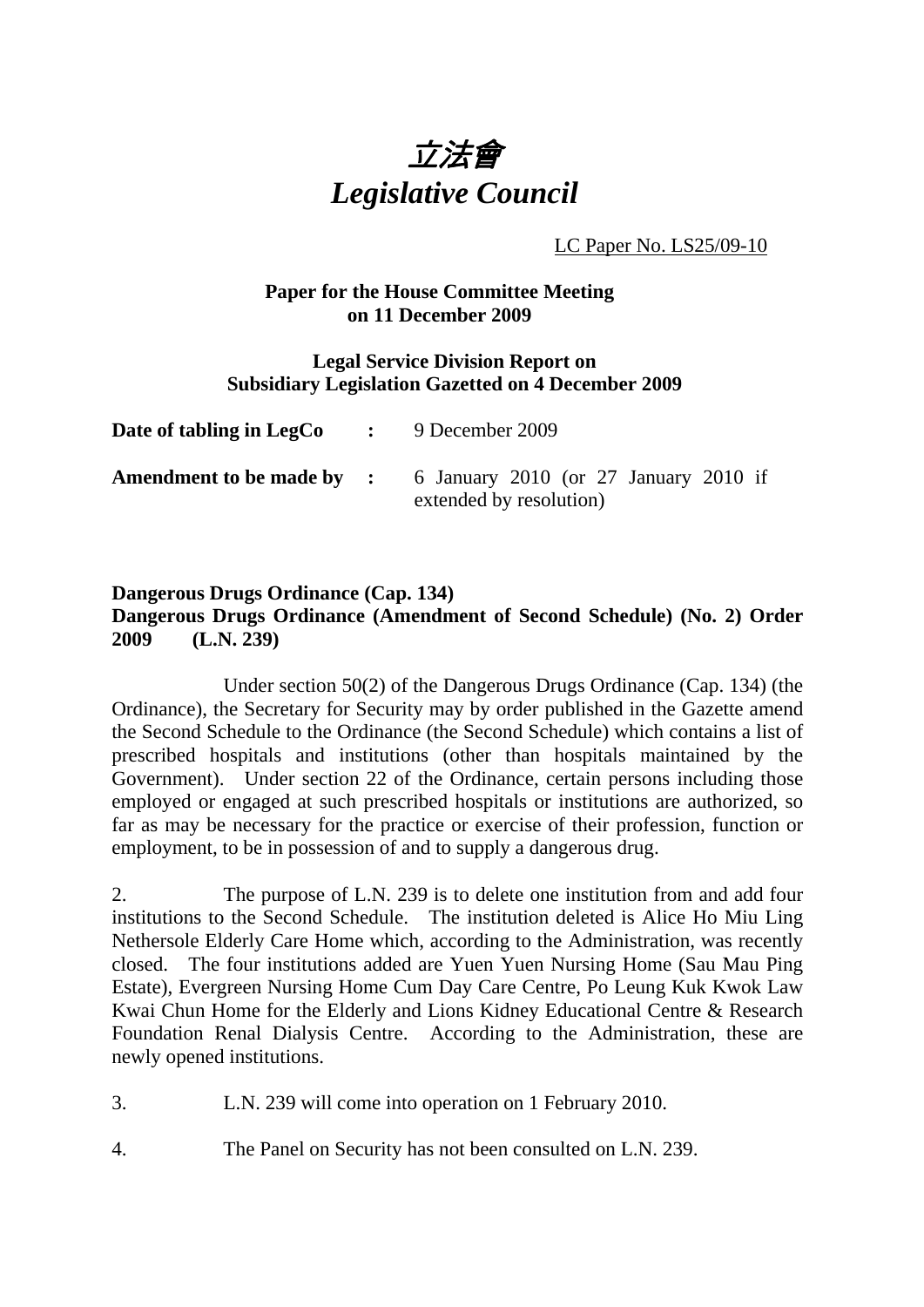# *立法會*
# *Legislative Council*

LC Paper No. LS25/09-10

**Paper for the House Committee Meeting on 11 December 2009**

**Legal Service Division Report on Subsidiary Legislation Gazetted on 4 December 2009**

| | | |
|---|---|---|
| **Date of tabling in LegCo** | **:** | 9 December 2009 |
| **Amendment to be made by** | **:** | 6 January 2010 (or 27 January 2010 if extended by resolution) |

**Dangerous Drugs Ordinance (Cap. 134)**
**Dangerous Drugs Ordinance (Amendment of Second Schedule) (No. 2) Order 2009 (L.N. 239)**

Under section 50(2) of the Dangerous Drugs Ordinance (Cap. 134) (the Ordinance), the Secretary for Security may by order published in the Gazette amend the Second Schedule to the Ordinance (the Second Schedule) which contains a list of prescribed hospitals and institutions (other than hospitals maintained by the Government). Under section 22 of the Ordinance, certain persons including those employed or engaged at such prescribed hospitals or institutions are authorized, so far as may be necessary for the practice or exercise of their profession, function or employment, to be in possession of and to supply a dangerous drug.

2. The purpose of L.N. 239 is to delete one institution from and add four institutions to the Second Schedule. The institution deleted is Alice Ho Miu Ling Nethersole Elderly Care Home which, according to the Administration, was recently closed. The four institutions added are Yuen Yuen Nursing Home (Sau Mau Ping Estate), Evergreen Nursing Home Cum Day Care Centre, Po Leung Kuk Kwok Law Kwai Chun Home for the Elderly and Lions Kidney Educational Centre & Research Foundation Renal Dialysis Centre. According to the Administration, these are newly opened institutions.

3. L.N. 239 will come into operation on 1 February 2010.

4. The Panel on Security has not been consulted on L.N. 239.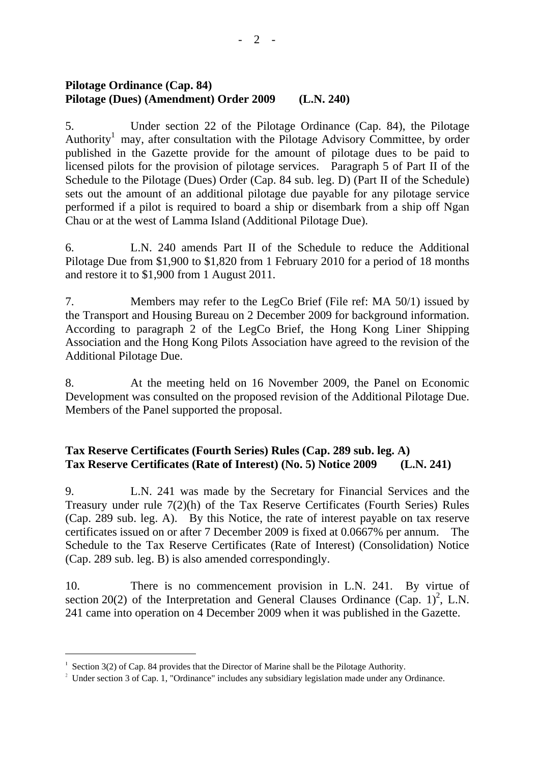**Pilotage Ordinance (Cap. 84)**
**Pilotage (Dues) (Amendment) Order 2009 (L.N. 240)**

5. Under section 22 of the Pilotage Ordinance (Cap. 84), the Pilotage Authority[1] may, after consultation with the Pilotage Advisory Committee, by order published in the Gazette provide for the amount of pilotage dues to be paid to licensed pilots for the provision of pilotage services. Paragraph 5 of Part II of the Schedule to the Pilotage (Dues) Order (Cap. 84 sub. leg. D) (Part II of the Schedule) sets out the amount of an additional pilotage due payable for any pilotage service performed if a pilot is required to board a ship or disembark from a ship off Ngan Chau or at the west of Lamma Island (Additional Pilotage Due).

6. L.N. 240 amends Part II of the Schedule to reduce the Additional Pilotage Due from $1,900 to $1,820 from 1 February 2010 for a period of 18 months and restore it to $1,900 from 1 August 2011.

7. Members may refer to the LegCo Brief (File ref: MA 50/1) issued by the Transport and Housing Bureau on 2 December 2009 for background information. According to paragraph 2 of the LegCo Brief, the Hong Kong Liner Shipping Association and the Hong Kong Pilots Association have agreed to the revision of the Additional Pilotage Due.

8. At the meeting held on 16 November 2009, the Panel on Economic Development was consulted on the proposed revision of the Additional Pilotage Due. Members of the Panel supported the proposal.

**Tax Reserve Certificates (Fourth Series) Rules (Cap. 289 sub. leg. A)**
**Tax Reserve Certificates (Rate of Interest) (No. 5) Notice 2009 (L.N. 241)**

9. L.N. 241 was made by the Secretary for Financial Services and the Treasury under rule 7(2)(h) of the Tax Reserve Certificates (Fourth Series) Rules (Cap. 289 sub. leg. A). By this Notice, the rate of interest payable on tax reserve certificates issued on or after 7 December 2009 is fixed at 0.0667% per annum. The Schedule to the Tax Reserve Certificates (Rate of Interest) (Consolidation) Notice (Cap. 289 sub. leg. B) is also amended correspondingly.

10. There is no commencement provision in L.N. 241. By virtue of section 20(2) of the Interpretation and General Clauses Ordinance (Cap. 1)[2], L.N. 241 came into operation on 4 December 2009 when it was published in the Gazette.

---

[1] Section 3(2) of Cap. 84 provides that the Director of Marine shall be the Pilotage Authority.

[2] Under section 3 of Cap. 1, "Ordinance" includes any subsidiary legislation made under any Ordinance.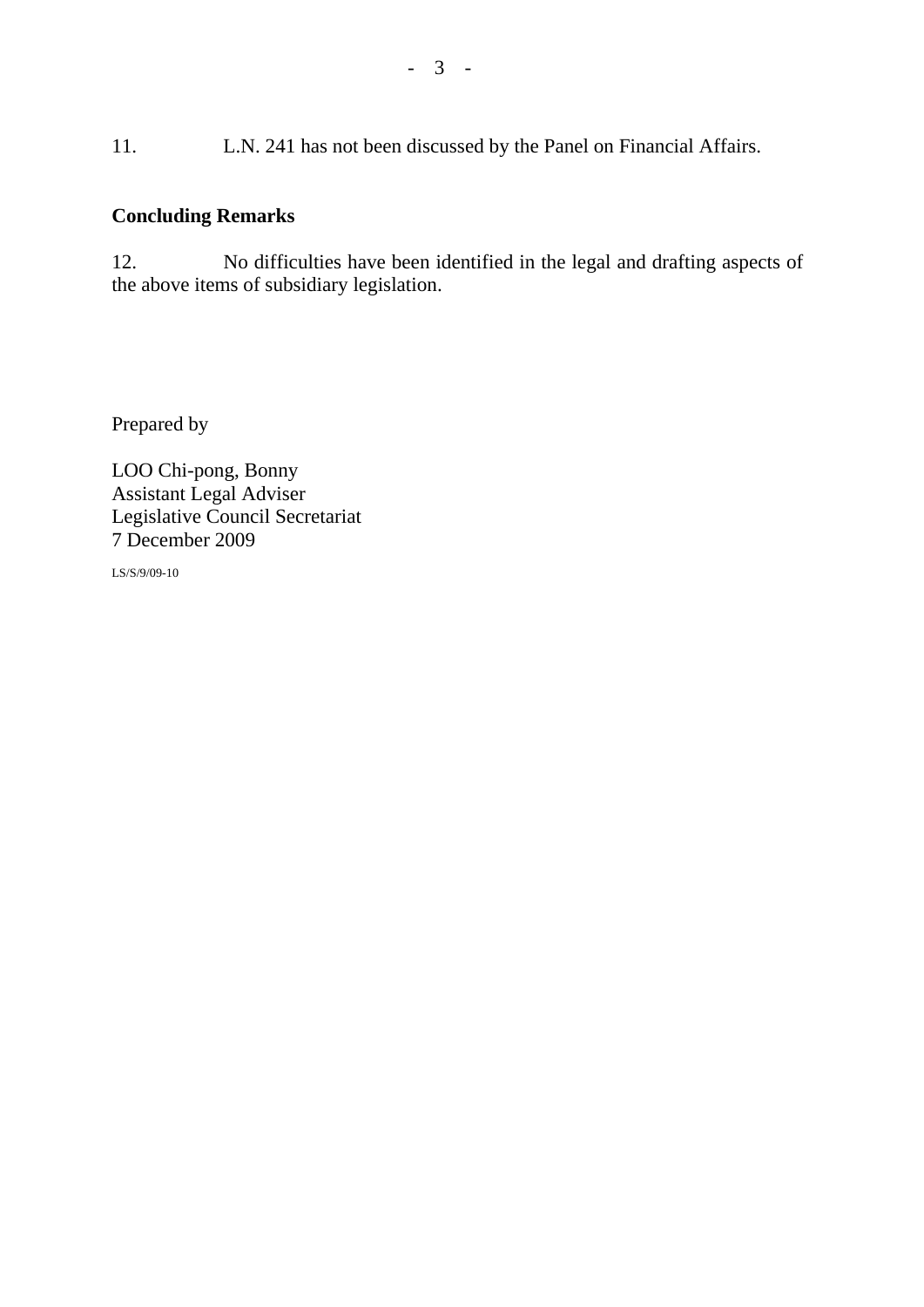11. L.N. 241 has not been discussed by the Panel on Financial Affairs.

**Concluding Remarks**

12. No difficulties have been identified in the legal and drafting aspects of the above items of subsidiary legislation.

Prepared by

LOO Chi-pong, Bonny
Assistant Legal Adviser
Legislative Council Secretariat
7 December 2009

LS/S/9/09-10